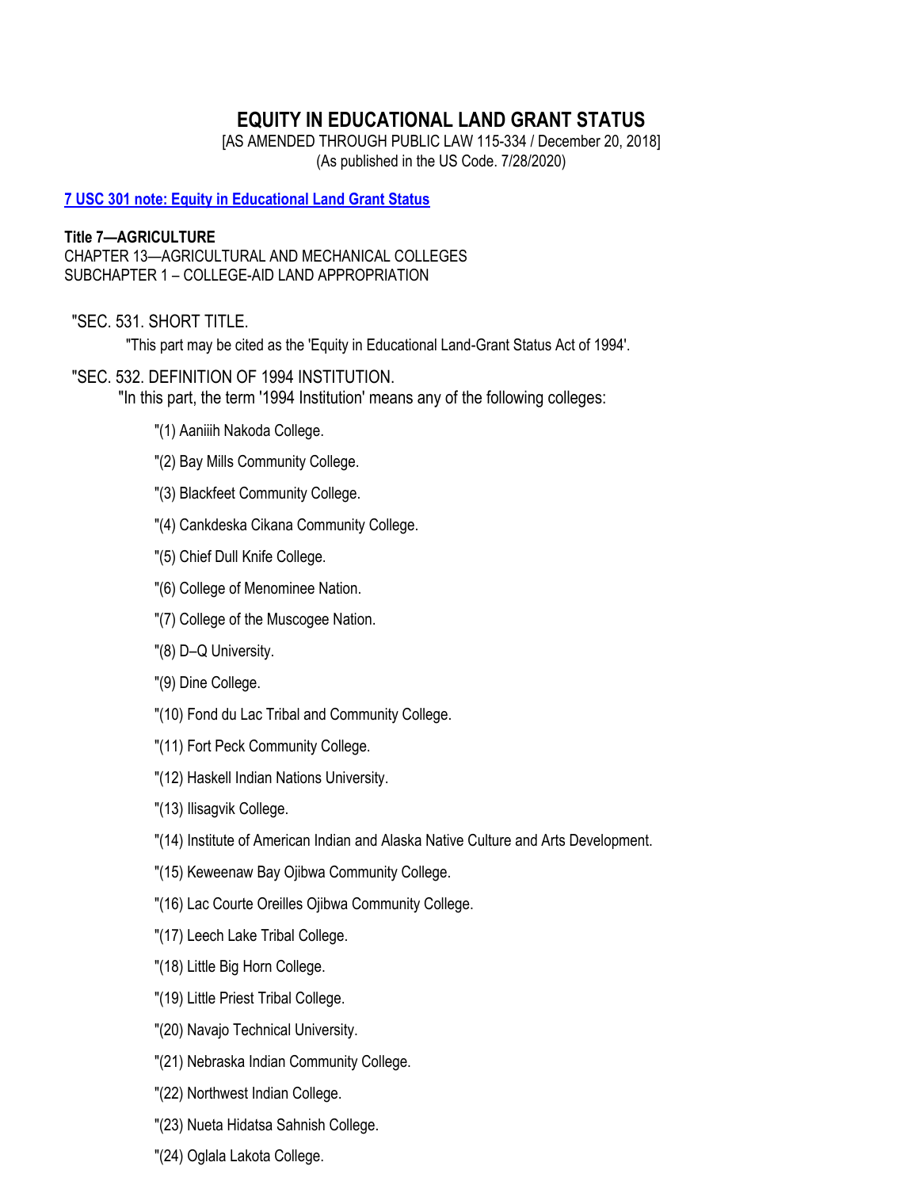# EQUITY IN EDUCATIONAL LAND GRANT STATUS

[AS AMENDED THROUGH PUBLIC LAW 115-334 / December 20, 2018]
(As published in the US Code. 7/28/2020)

**[7 USC 301 note: Equity in Educational Land Grant Status]()**

**Title 7—AGRICULTURE**
CHAPTER 13—AGRICULTURAL AND MECHANICAL COLLEGES
SUBCHAPTER 1 – COLLEGE-AID LAND APPROPRIATION

"SEC. 531. SHORT TITLE.

"This part may be cited as the 'Equity in Educational Land-Grant Status Act of 1994'.

"SEC. 532. DEFINITION OF 1994 INSTITUTION.

"In this part, the term '1994 Institution' means any of the following colleges:

"(1) Aaniiih Nakoda College.

"(2) Bay Mills Community College.

"(3) Blackfeet Community College.

"(4) Cankdeska Cikana Community College.

"(5) Chief Dull Knife College.

"(6) College of Menominee Nation.

"(7) College of the Muscogee Nation.

"(8) D–Q University.

"(9) Dine College.

"(10) Fond du Lac Tribal and Community College.

"(11) Fort Peck Community College.

"(12) Haskell Indian Nations University.

"(13) Ilisagvik College.

"(14) Institute of American Indian and Alaska Native Culture and Arts Development.

"(15) Keweenaw Bay Ojibwa Community College.

"(16) Lac Courte Oreilles Ojibwa Community College.

"(17) Leech Lake Tribal College.

"(18) Little Big Horn College.

"(19) Little Priest Tribal College.

"(20) Navajo Technical University.

"(21) Nebraska Indian Community College.

"(22) Northwest Indian College.

"(23) Nueta Hidatsa Sahnish College.

"(24) Oglala Lakota College.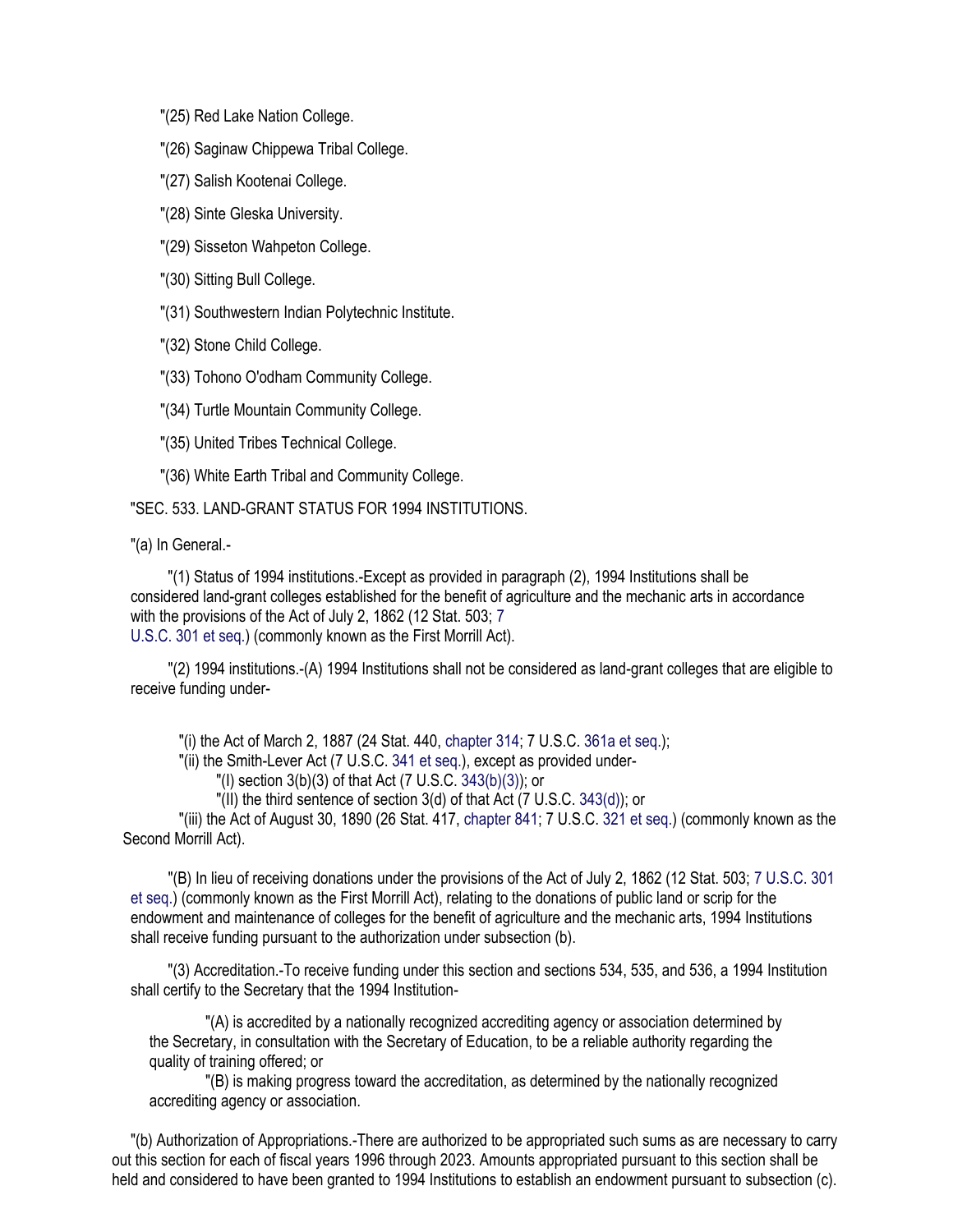"(25) Red Lake Nation College.

"(26) Saginaw Chippewa Tribal College.

"(27) Salish Kootenai College.

"(28) Sinte Gleska University.

"(29) Sisseton Wahpeton College.

"(30) Sitting Bull College.

"(31) Southwestern Indian Polytechnic Institute.

"(32) Stone Child College.

"(33) Tohono O'odham Community College.

"(34) Turtle Mountain Community College.

"(35) United Tribes Technical College.

"(36) White Earth Tribal and Community College.

"SEC. 533. LAND-GRANT STATUS FOR 1994 INSTITUTIONS.

"(a) In General.-

"(1) Status of 1994 institutions.-Except as provided in paragraph (2), 1994 Institutions shall be considered land-grant colleges established for the benefit of agriculture and the mechanic arts in accordance with the provisions of the Act of July 2, 1862 (12 Stat. 503; 7 U.S.C. 301 et seq.) (commonly known as the First Morrill Act).

"(2) 1994 institutions.-(A) 1994 Institutions shall not be considered as land-grant colleges that are eligible to receive funding under-

"(i) the Act of March 2, 1887 (24 Stat. 440, chapter 314; 7 U.S.C. 361a et seq.);
"(ii) the Smith-Lever Act (7 U.S.C. 341 et seq.), except as provided under-
"(I) section 3(b)(3) of that Act (7 U.S.C. 343(b)(3)); or
"(II) the third sentence of section 3(d) of that Act (7 U.S.C. 343(d)); or
"(iii) the Act of August 30, 1890 (26 Stat. 417, chapter 841; 7 U.S.C. 321 et seq.) (commonly known as the Second Morrill Act).

"(B) In lieu of receiving donations under the provisions of the Act of July 2, 1862 (12 Stat. 503; 7 U.S.C. 301 et seq.) (commonly known as the First Morrill Act), relating to the donations of public land or scrip for the endowment and maintenance of colleges for the benefit of agriculture and the mechanic arts, 1994 Institutions shall receive funding pursuant to the authorization under subsection (b).

"(3) Accreditation.-To receive funding under this section and sections 534, 535, and 536, a 1994 Institution shall certify to the Secretary that the 1994 Institution-

"(A) is accredited by a nationally recognized accrediting agency or association determined by the Secretary, in consultation with the Secretary of Education, to be a reliable authority regarding the quality of training offered; or

"(B) is making progress toward the accreditation, as determined by the nationally recognized accrediting agency or association.

"(b) Authorization of Appropriations.-There are authorized to be appropriated such sums as are necessary to carry out this section for each of fiscal years 1996 through 2023. Amounts appropriated pursuant to this section shall be held and considered to have been granted to 1994 Institutions to establish an endowment pursuant to subsection (c).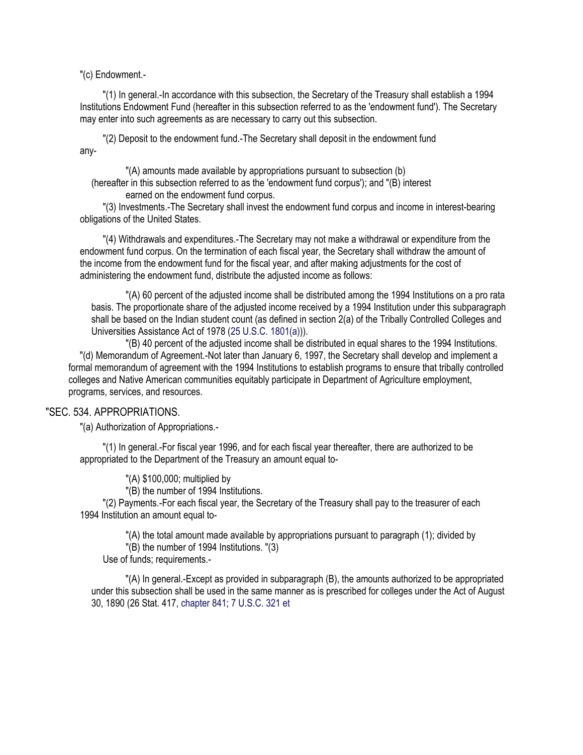"(c) Endowment.-

"(1) In general.-In accordance with this subsection, the Secretary of the Treasury shall establish a 1994 Institutions Endowment Fund (hereafter in this subsection referred to as the 'endowment fund'). The Secretary may enter into such agreements as are necessary to carry out this subsection.

"(2) Deposit to the endowment fund.-The Secretary shall deposit in the endowment fund any-

"(A) amounts made available by appropriations pursuant to subsection (b) (hereafter in this subsection referred to as the 'endowment fund corpus'); and "(B) interest earned on the endowment fund corpus.

"(3) Investments.-The Secretary shall invest the endowment fund corpus and income in interest-bearing obligations of the United States.

"(4) Withdrawals and expenditures.-The Secretary may not make a withdrawal or expenditure from the endowment fund corpus. On the termination of each fiscal year, the Secretary shall withdraw the amount of the income from the endowment fund for the fiscal year, and after making adjustments for the cost of administering the endowment fund, distribute the adjusted income as follows:

"(A) 60 percent of the adjusted income shall be distributed among the 1994 Institutions on a pro rata basis. The proportionate share of the adjusted income received by a 1994 Institution under this subparagraph shall be based on the Indian student count (as defined in section 2(a) of the Tribally Controlled Colleges and Universities Assistance Act of 1978 (25 U.S.C. 1801(a))).

"(B) 40 percent of the adjusted income shall be distributed in equal shares to the 1994 Institutions.

"(d) Memorandum of Agreement.-Not later than January 6, 1997, the Secretary shall develop and implement a formal memorandum of agreement with the 1994 Institutions to establish programs to ensure that tribally controlled colleges and Native American communities equitably participate in Department of Agriculture employment, programs, services, and resources.

"SEC. 534. APPROPRIATIONS.

"(a) Authorization of Appropriations.-

"(1) In general.-For fiscal year 1996, and for each fiscal year thereafter, there are authorized to be appropriated to the Department of the Treasury an amount equal to-

"(A) $100,000; multiplied by

"(B) the number of 1994 Institutions.

"(2) Payments.-For each fiscal year, the Secretary of the Treasury shall pay to the treasurer of each 1994 Institution an amount equal to-

"(A) the total amount made available by appropriations pursuant to paragraph (1); divided by

"(B) the number of 1994 Institutions.

"(3) Use of funds; requirements.-

"(A) In general.-Except as provided in subparagraph (B), the amounts authorized to be appropriated under this subsection shall be used in the same manner as is prescribed for colleges under the Act of August 30, 1890 (26 Stat. 417, chapter 841; 7 U.S.C. 321 et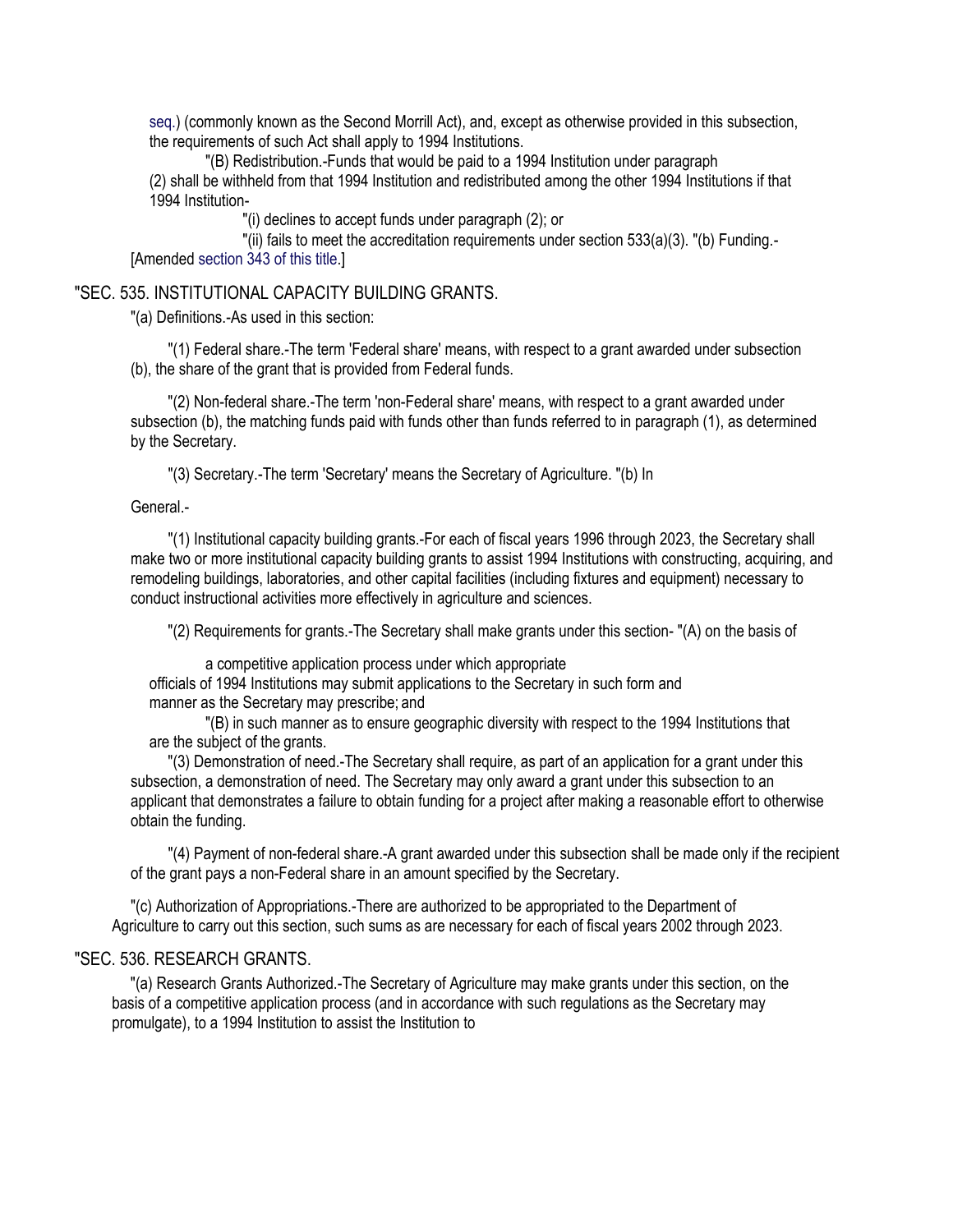seq.) (commonly known as the Second Morrill Act), and, except as otherwise provided in this subsection, the requirements of such Act shall apply to 1994 Institutions.

"(B) Redistribution.-Funds that would be paid to a 1994 Institution under paragraph (2) shall be withheld from that 1994 Institution and redistributed among the other 1994 Institutions if that 1994 Institution-

"(i) declines to accept funds under paragraph (2); or

"(ii) fails to meet the accreditation requirements under section 533(a)(3). "(b) Funding.- [Amended section 343 of this title.]

"SEC. 535. INSTITUTIONAL CAPACITY BUILDING GRANTS.

"(a) Definitions.-As used in this section:

"(1) Federal share.-The term 'Federal share' means, with respect to a grant awarded under subsection (b), the share of the grant that is provided from Federal funds.

"(2) Non-federal share.-The term 'non-Federal share' means, with respect to a grant awarded under subsection (b), the matching funds paid with funds other than funds referred to in paragraph (1), as determined by the Secretary.

"(3) Secretary.-The term 'Secretary' means the Secretary of Agriculture. "(b) In General.-

"(1) Institutional capacity building grants.-For each of fiscal years 1996 through 2023, the Secretary shall make two or more institutional capacity building grants to assist 1994 Institutions with constructing, acquiring, and remodeling buildings, laboratories, and other capital facilities (including fixtures and equipment) necessary to conduct instructional activities more effectively in agriculture and sciences.

"(2) Requirements for grants.-The Secretary shall make grants under this section- "(A) on the basis of a competitive application process under which appropriate officials of 1994 Institutions may submit applications to the Secretary in such form and manner as the Secretary may prescribe; and

"(B) in such manner as to ensure geographic diversity with respect to the 1994 Institutions that are the subject of the grants.

"(3) Demonstration of need.-The Secretary shall require, as part of an application for a grant under this subsection, a demonstration of need. The Secretary may only award a grant under this subsection to an applicant that demonstrates a failure to obtain funding for a project after making a reasonable effort to otherwise obtain the funding.

"(4) Payment of non-federal share.-A grant awarded under this subsection shall be made only if the recipient of the grant pays a non-Federal share in an amount specified by the Secretary.

"(c) Authorization of Appropriations.-There are authorized to be appropriated to the Department of Agriculture to carry out this section, such sums as are necessary for each of fiscal years 2002 through 2023.

"SEC. 536. RESEARCH GRANTS.

"(a) Research Grants Authorized.-The Secretary of Agriculture may make grants under this section, on the basis of a competitive application process (and in accordance with such regulations as the Secretary may promulgate), to a 1994 Institution to assist the Institution to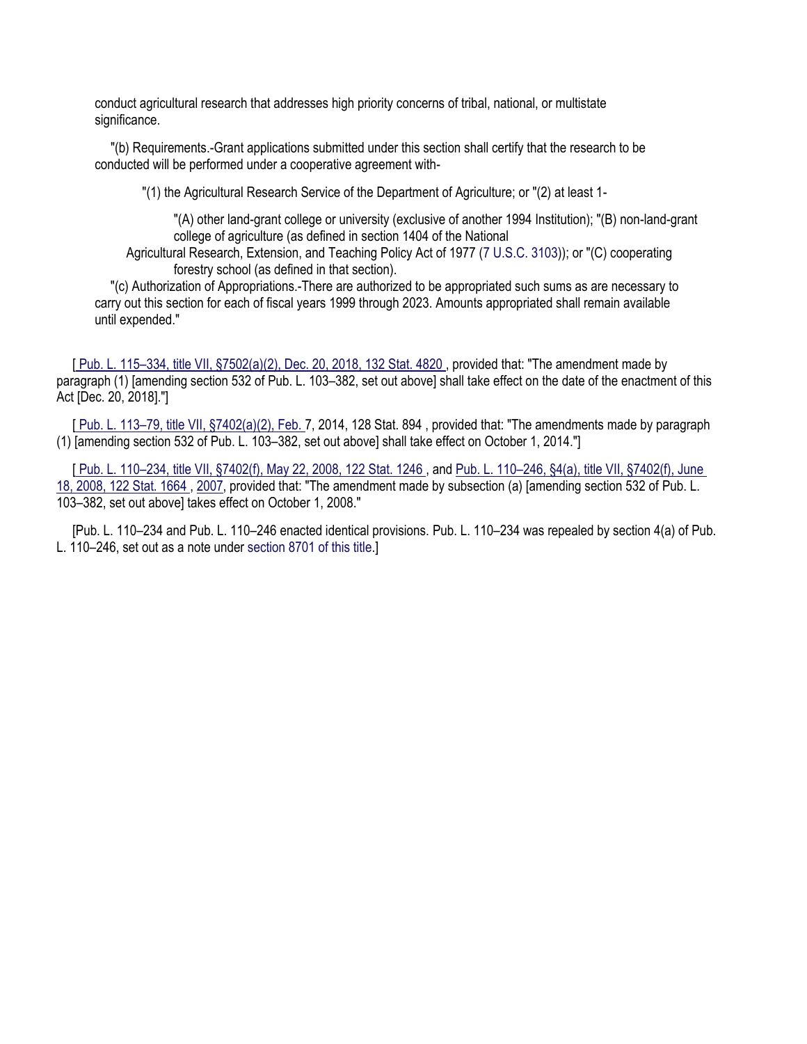conduct agricultural research that addresses high priority concerns of tribal, national, or multistate significance.

"(b) Requirements.-Grant applications submitted under this section shall certify that the research to be conducted will be performed under a cooperative agreement with-

"(1) the Agricultural Research Service of the Department of Agriculture; or "(2) at least 1-

"(A) other land-grant college or university (exclusive of another 1994 Institution); "(B) non-land-grant college of agriculture (as defined in section 1404 of the National Agricultural Research, Extension, and Teaching Policy Act of 1977 (7 U.S.C. 3103)); or "(C) cooperating forestry school (as defined in that section).

"(c) Authorization of Appropriations.-There are authorized to be appropriated such sums as are necessary to carry out this section for each of fiscal years 1999 through 2023. Amounts appropriated shall remain available until expended."

[ Pub. L. 115–334, title VII, §7502(a)(2), Dec. 20, 2018, 132 Stat. 4820 , provided that: "The amendment made by paragraph (1) [amending section 532 of Pub. L. 103–382, set out above] shall take effect on the date of the enactment of this Act [Dec. 20, 2018]."]

[ Pub. L. 113–79, title VII, §7402(a)(2), Feb. 7, 2014, 128 Stat. 894 , provided that: "The amendments made by paragraph (1) [amending section 532 of Pub. L. 103–382, set out above] shall take effect on October 1, 2014."]

[ Pub. L. 110–234, title VII, §7402(f), May 22, 2008, 122 Stat. 1246 , and Pub. L. 110–246, §4(a), title VII, §7402(f), June 18, 2008, 122 Stat. 1664 , 2007, provided that: "The amendment made by subsection (a) [amending section 532 of Pub. L. 103–382, set out above] takes effect on October 1, 2008."

[Pub. L. 110–234 and Pub. L. 110–246 enacted identical provisions. Pub. L. 110–234 was repealed by section 4(a) of Pub. L. 110–246, set out as a note under section 8701 of this title.]